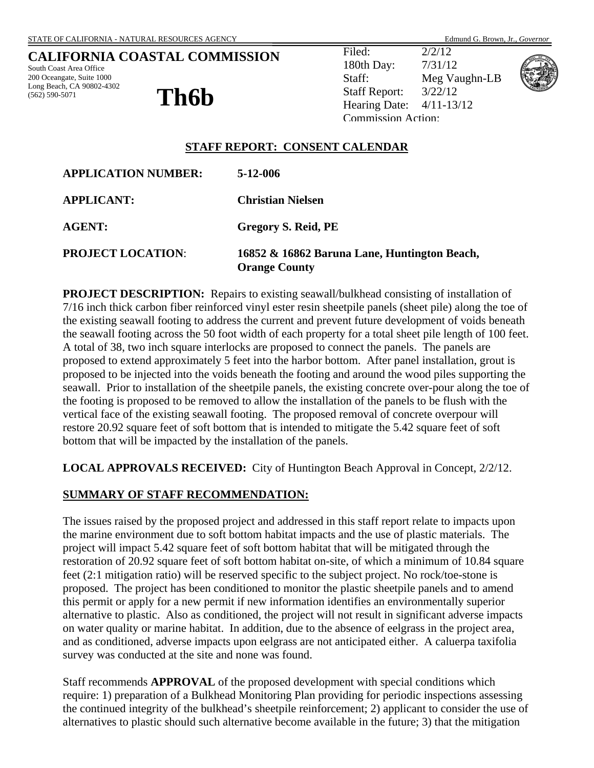STATE OF CALIFORNIA - NATURAL RESOURCES AGENCY — Edmund G. Brown, Jr., *Governor*

**CALIFORNIA COASTAL COMMISSION**
South Coast Area Office
200 Oceangate, Suite 1000
Long Beach, CA 90802-4302
(562) 590-5071

# Th6b

| | |
|---|---|
| Filed: | 2/2/12 |
| 180th Day: | 7/31/12 |
| Staff: | Meg Vaughn-LB |
| Staff Report: | 3/22/12 |
| Hearing Date: | 4/11-13/12 |
| Commission Action: | |

## STAFF REPORT: CONSENT CALENDAR

**APPLICATION NUMBER:** **5-12-006**

**APPLICANT:** **Christian Nielsen**

**AGENT:** **Gregory S. Reid, PE**

**PROJECT LOCATION**: **16852 & 16862 Baruna Lane, Huntington Beach, Orange County**

**PROJECT DESCRIPTION:** Repairs to existing seawall/bulkhead consisting of installation of 7/16 inch thick carbon fiber reinforced vinyl ester resin sheetpile panels (sheet pile) along the toe of the existing seawall footing to address the current and prevent future development of voids beneath the seawall footing across the 50 foot width of each property for a total sheet pile length of 100 feet. A total of 38, two inch square interlocks are proposed to connect the panels. The panels are proposed to extend approximately 5 feet into the harbor bottom. After panel installation, grout is proposed to be injected into the voids beneath the footing and around the wood piles supporting the seawall. Prior to installation of the sheetpile panels, the existing concrete over-pour along the toe of the footing is proposed to be removed to allow the installation of the panels to be flush with the vertical face of the existing seawall footing. The proposed removal of concrete overpour will restore 20.92 square feet of soft bottom that is intended to mitigate the 5.42 square feet of soft bottom that will be impacted by the installation of the panels.

**LOCAL APPROVALS RECEIVED:** City of Huntington Beach Approval in Concept, 2/2/12.

## SUMMARY OF STAFF RECOMMENDATION:

The issues raised by the proposed project and addressed in this staff report relate to impacts upon the marine environment due to soft bottom habitat impacts and the use of plastic materials. The project will impact 5.42 square feet of soft bottom habitat that will be mitigated through the restoration of 20.92 square feet of soft bottom habitat on-site, of which a minimum of 10.84 square feet (2:1 mitigation ratio) will be reserved specific to the subject project. No rock/toe-stone is proposed. The project has been conditioned to monitor the plastic sheetpile panels and to amend this permit or apply for a new permit if new information identifies an environmentally superior alternative to plastic. Also as conditioned, the project will not result in significant adverse impacts on water quality or marine habitat. In addition, due to the absence of eelgrass in the project area, and as conditioned, adverse impacts upon eelgrass are not anticipated either. A caluerpa taxifolia survey was conducted at the site and none was found.

Staff recommends **APPROVAL** of the proposed development with special conditions which require: 1) preparation of a Bulkhead Monitoring Plan providing for periodic inspections assessing the continued integrity of the bulkhead's sheetpile reinforcement; 2) applicant to consider the use of alternatives to plastic should such alternative become available in the future; 3) that the mitigation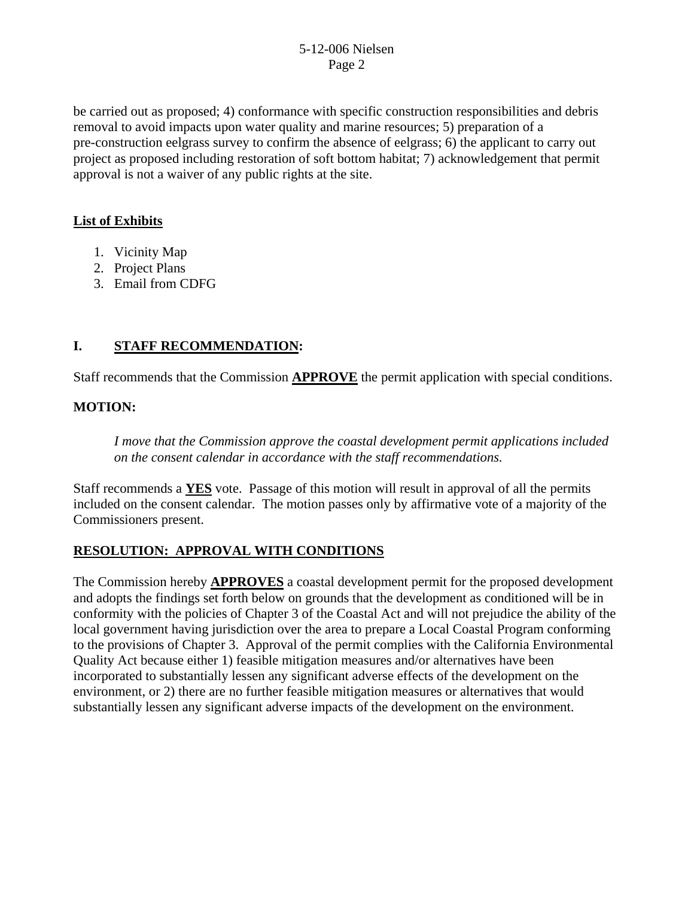be carried out as proposed; 4) conformance with specific construction responsibilities and debris removal to avoid impacts upon water quality and marine resources; 5) preparation of a pre-construction eelgrass survey to confirm the absence of eelgrass; 6) the applicant to carry out project as proposed including restoration of soft bottom habitat; 7) acknowledgement that permit approval is not a waiver of any public rights at the site.

**List of Exhibits**

1. Vicinity Map
2. Project Plans
3. Email from CDFG

## I. STAFF RECOMMENDATION:

Staff recommends that the Commission **APPROVE** the permit application with special conditions.

**MOTION:**

*I move that the Commission approve the coastal development permit applications included on the consent calendar in accordance with the staff recommendations.*

Staff recommends a **YES** vote. Passage of this motion will result in approval of all the permits included on the consent calendar. The motion passes only by affirmative vote of a majority of the Commissioners present.

**RESOLUTION: APPROVAL WITH CONDITIONS**

The Commission hereby **APPROVES** a coastal development permit for the proposed development and adopts the findings set forth below on grounds that the development as conditioned will be in conformity with the policies of Chapter 3 of the Coastal Act and will not prejudice the ability of the local government having jurisdiction over the area to prepare a Local Coastal Program conforming to the provisions of Chapter 3. Approval of the permit complies with the California Environmental Quality Act because either 1) feasible mitigation measures and/or alternatives have been incorporated to substantially lessen any significant adverse effects of the development on the environment, or 2) there are no further feasible mitigation measures or alternatives that would substantially lessen any significant adverse impacts of the development on the environment.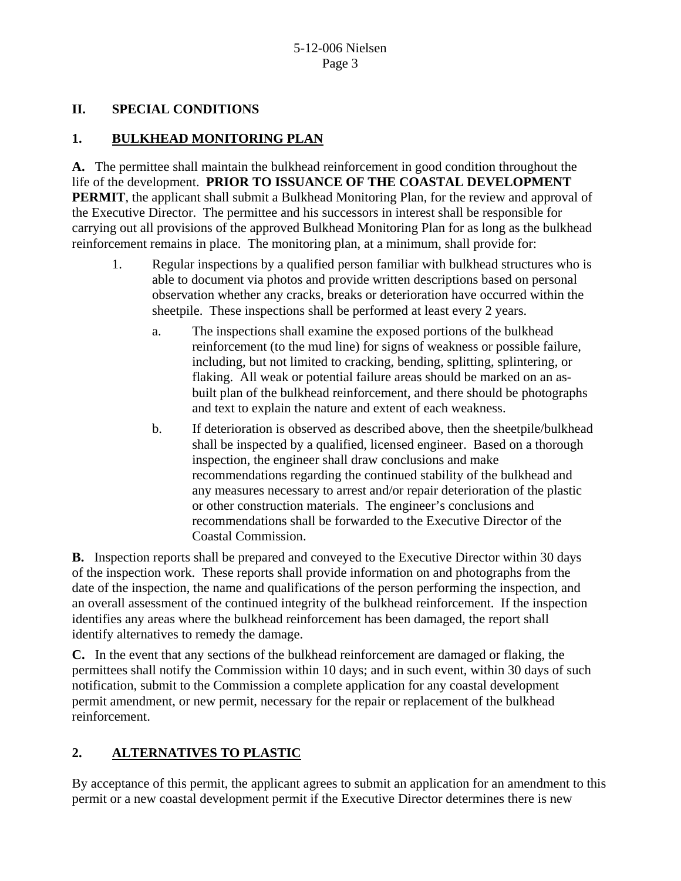## II. SPECIAL CONDITIONS

### 1. BULKHEAD MONITORING PLAN

**A.** The permittee shall maintain the bulkhead reinforcement in good condition throughout the life of the development. **PRIOR TO ISSUANCE OF THE COASTAL DEVELOPMENT PERMIT**, the applicant shall submit a Bulkhead Monitoring Plan, for the review and approval of the Executive Director. The permittee and his successors in interest shall be responsible for carrying out all provisions of the approved Bulkhead Monitoring Plan for as long as the bulkhead reinforcement remains in place. The monitoring plan, at a minimum, shall provide for:

1. Regular inspections by a qualified person familiar with bulkhead structures who is able to document via photos and provide written descriptions based on personal observation whether any cracks, breaks or deterioration have occurred within the sheetpile. These inspections shall be performed at least every 2 years.

   a. The inspections shall examine the exposed portions of the bulkhead reinforcement (to the mud line) for signs of weakness or possible failure, including, but not limited to cracking, bending, splitting, splintering, or flaking. All weak or potential failure areas should be marked on an as-built plan of the bulkhead reinforcement, and there should be photographs and text to explain the nature and extent of each weakness.

   b. If deterioration is observed as described above, then the sheetpile/bulkhead shall be inspected by a qualified, licensed engineer. Based on a thorough inspection, the engineer shall draw conclusions and make recommendations regarding the continued stability of the bulkhead and any measures necessary to arrest and/or repair deterioration of the plastic or other construction materials. The engineer's conclusions and recommendations shall be forwarded to the Executive Director of the Coastal Commission.

**B.** Inspection reports shall be prepared and conveyed to the Executive Director within 30 days of the inspection work. These reports shall provide information on and photographs from the date of the inspection, the name and qualifications of the person performing the inspection, and an overall assessment of the continued integrity of the bulkhead reinforcement. If the inspection identifies any areas where the bulkhead reinforcement has been damaged, the report shall identify alternatives to remedy the damage.

**C.** In the event that any sections of the bulkhead reinforcement are damaged or flaking, the permittees shall notify the Commission within 10 days; and in such event, within 30 days of such notification, submit to the Commission a complete application for any coastal development permit amendment, or new permit, necessary for the repair or replacement of the bulkhead reinforcement.

### 2. ALTERNATIVES TO PLASTIC

By acceptance of this permit, the applicant agrees to submit an application for an amendment to this permit or a new coastal development permit if the Executive Director determines there is new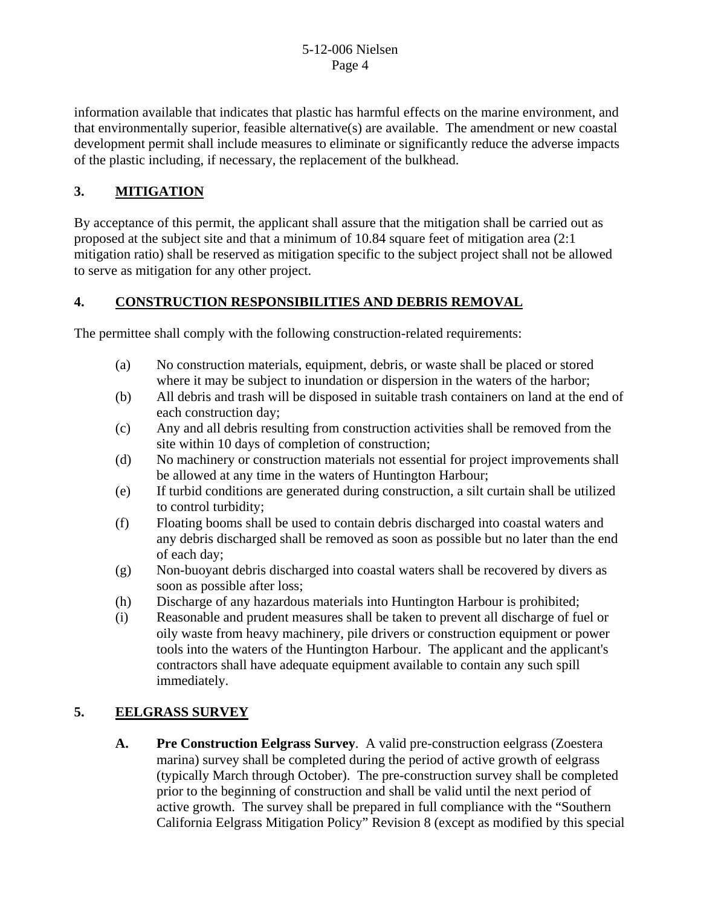information available that indicates that plastic has harmful effects on the marine environment, and that environmentally superior, feasible alternative(s) are available. The amendment or new coastal development permit shall include measures to eliminate or significantly reduce the adverse impacts of the plastic including, if necessary, the replacement of the bulkhead.

## 3. MITIGATION

By acceptance of this permit, the applicant shall assure that the mitigation shall be carried out as proposed at the subject site and that a minimum of 10.84 square feet of mitigation area (2:1 mitigation ratio) shall be reserved as mitigation specific to the subject project shall not be allowed to serve as mitigation for any other project.

## 4. CONSTRUCTION RESPONSIBILITIES AND DEBRIS REMOVAL

The permittee shall comply with the following construction-related requirements:

(a) No construction materials, equipment, debris, or waste shall be placed or stored where it may be subject to inundation or dispersion in the waters of the harbor;

(b) All debris and trash will be disposed in suitable trash containers on land at the end of each construction day;

(c) Any and all debris resulting from construction activities shall be removed from the site within 10 days of completion of construction;

(d) No machinery or construction materials not essential for project improvements shall be allowed at any time in the waters of Huntington Harbour;

(e) If turbid conditions are generated during construction, a silt curtain shall be utilized to control turbidity;

(f) Floating booms shall be used to contain debris discharged into coastal waters and any debris discharged shall be removed as soon as possible but no later than the end of each day;

(g) Non-buoyant debris discharged into coastal waters shall be recovered by divers as soon as possible after loss;

(h) Discharge of any hazardous materials into Huntington Harbour is prohibited;

(i) Reasonable and prudent measures shall be taken to prevent all discharge of fuel or oily waste from heavy machinery, pile drivers or construction equipment or power tools into the waters of the Huntington Harbour. The applicant and the applicant's contractors shall have adequate equipment available to contain any such spill immediately.

## 5. EELGRASS SURVEY

**A. Pre Construction Eelgrass Survey**. A valid pre-construction eelgrass (Zoestera marina) survey shall be completed during the period of active growth of eelgrass (typically March through October). The pre-construction survey shall be completed prior to the beginning of construction and shall be valid until the next period of active growth. The survey shall be prepared in full compliance with the "Southern California Eelgrass Mitigation Policy" Revision 8 (except as modified by this special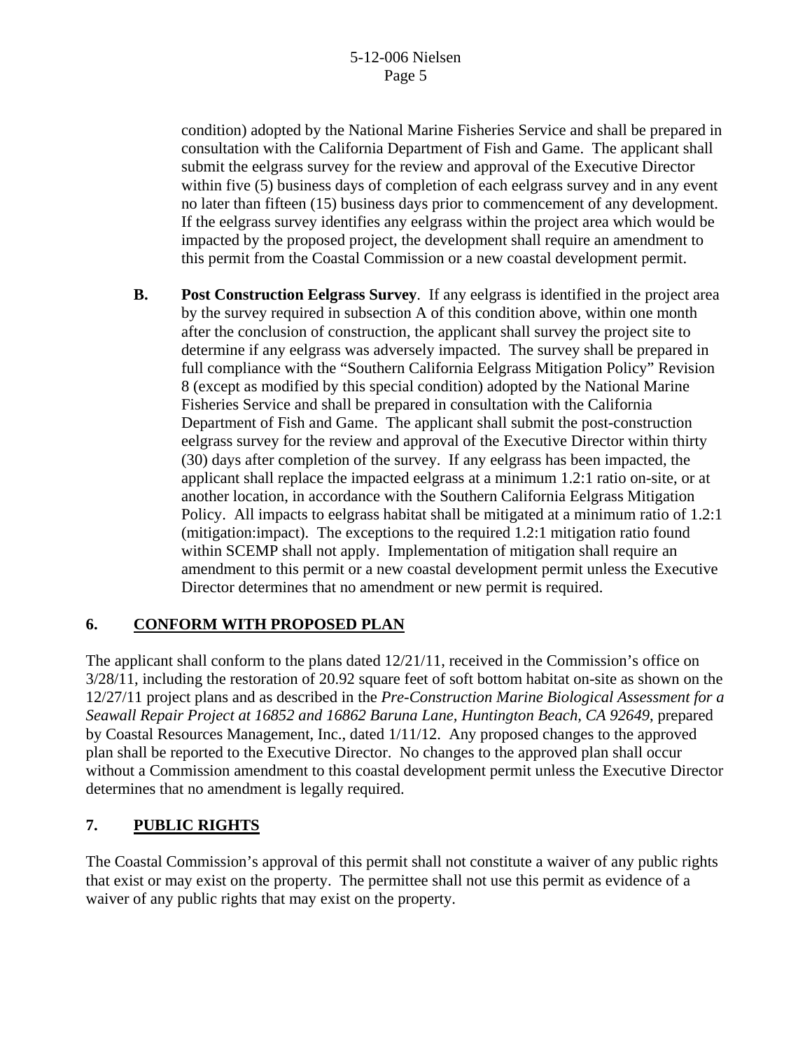condition) adopted by the National Marine Fisheries Service and shall be prepared in consultation with the California Department of Fish and Game. The applicant shall submit the eelgrass survey for the review and approval of the Executive Director within five (5) business days of completion of each eelgrass survey and in any event no later than fifteen (15) business days prior to commencement of any development. If the eelgrass survey identifies any eelgrass within the project area which would be impacted by the proposed project, the development shall require an amendment to this permit from the Coastal Commission or a new coastal development permit.

**B. Post Construction Eelgrass Survey**. If any eelgrass is identified in the project area by the survey required in subsection A of this condition above, within one month after the conclusion of construction, the applicant shall survey the project site to determine if any eelgrass was adversely impacted. The survey shall be prepared in full compliance with the "Southern California Eelgrass Mitigation Policy" Revision 8 (except as modified by this special condition) adopted by the National Marine Fisheries Service and shall be prepared in consultation with the California Department of Fish and Game. The applicant shall submit the post-construction eelgrass survey for the review and approval of the Executive Director within thirty (30) days after completion of the survey. If any eelgrass has been impacted, the applicant shall replace the impacted eelgrass at a minimum 1.2:1 ratio on-site, or at another location, in accordance with the Southern California Eelgrass Mitigation Policy. All impacts to eelgrass habitat shall be mitigated at a minimum ratio of 1.2:1 (mitigation:impact). The exceptions to the required 1.2:1 mitigation ratio found within SCEMP shall not apply. Implementation of mitigation shall require an amendment to this permit or a new coastal development permit unless the Executive Director determines that no amendment or new permit is required.

## 6. CONFORM WITH PROPOSED PLAN

The applicant shall conform to the plans dated 12/21/11, received in the Commission's office on 3/28/11, including the restoration of 20.92 square feet of soft bottom habitat on-site as shown on the 12/27/11 project plans and as described in the *Pre-Construction Marine Biological Assessment for a Seawall Repair Project at 16852 and 16862 Baruna Lane, Huntington Beach, CA 92649*, prepared by Coastal Resources Management, Inc., dated 1/11/12. Any proposed changes to the approved plan shall be reported to the Executive Director. No changes to the approved plan shall occur without a Commission amendment to this coastal development permit unless the Executive Director determines that no amendment is legally required.

## 7. PUBLIC RIGHTS

The Coastal Commission's approval of this permit shall not constitute a waiver of any public rights that exist or may exist on the property. The permittee shall not use this permit as evidence of a waiver of any public rights that may exist on the property.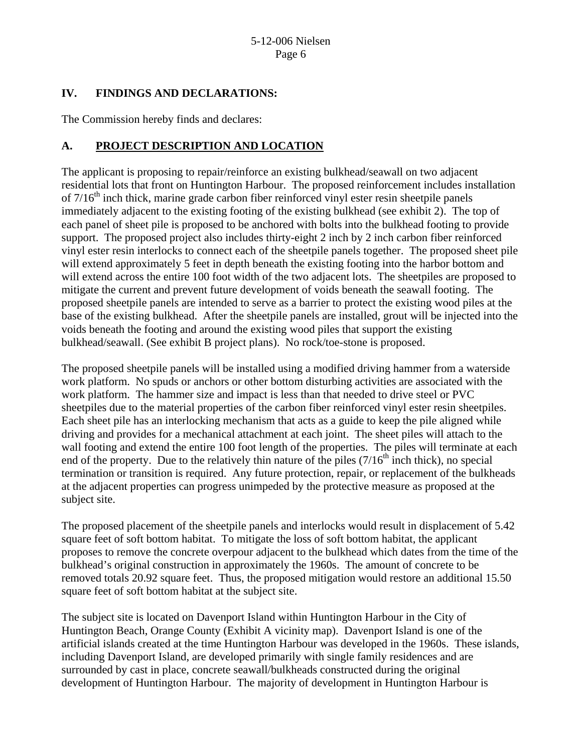## IV. FINDINGS AND DECLARATIONS:

The Commission hereby finds and declares:

### A. PROJECT DESCRIPTION AND LOCATION

The applicant is proposing to repair/reinforce an existing bulkhead/seawall on two adjacent residential lots that front on Huntington Harbour. The proposed reinforcement includes installation of 7/16$^{th}$ inch thick, marine grade carbon fiber reinforced vinyl ester resin sheetpile panels immediately adjacent to the existing footing of the existing bulkhead (see exhibit 2). The top of each panel of sheet pile is proposed to be anchored with bolts into the bulkhead footing to provide support. The proposed project also includes thirty-eight 2 inch by 2 inch carbon fiber reinforced vinyl ester resin interlocks to connect each of the sheetpile panels together. The proposed sheet pile will extend approximately 5 feet in depth beneath the existing footing into the harbor bottom and will extend across the entire 100 foot width of the two adjacent lots. The sheetpiles are proposed to mitigate the current and prevent future development of voids beneath the seawall footing. The proposed sheetpile panels are intended to serve as a barrier to protect the existing wood piles at the base of the existing bulkhead. After the sheetpile panels are installed, grout will be injected into the voids beneath the footing and around the existing wood piles that support the existing bulkhead/seawall. (See exhibit B project plans). No rock/toe-stone is proposed.

The proposed sheetpile panels will be installed using a modified driving hammer from a waterside work platform. No spuds or anchors or other bottom disturbing activities are associated with the work platform. The hammer size and impact is less than that needed to drive steel or PVC sheetpiles due to the material properties of the carbon fiber reinforced vinyl ester resin sheetpiles. Each sheet pile has an interlocking mechanism that acts as a guide to keep the pile aligned while driving and provides for a mechanical attachment at each joint. The sheet piles will attach to the wall footing and extend the entire 100 foot length of the properties. The piles will terminate at each end of the property. Due to the relatively thin nature of the piles (7/16$^{th}$ inch thick), no special termination or transition is required. Any future protection, repair, or replacement of the bulkheads at the adjacent properties can progress unimpeded by the protective measure as proposed at the subject site.

The proposed placement of the sheetpile panels and interlocks would result in displacement of 5.42 square feet of soft bottom habitat. To mitigate the loss of soft bottom habitat, the applicant proposes to remove the concrete overpour adjacent to the bulkhead which dates from the time of the bulkhead's original construction in approximately the 1960s. The amount of concrete to be removed totals 20.92 square feet. Thus, the proposed mitigation would restore an additional 15.50 square feet of soft bottom habitat at the subject site.

The subject site is located on Davenport Island within Huntington Harbour in the City of Huntington Beach, Orange County (Exhibit A vicinity map). Davenport Island is one of the artificial islands created at the time Huntington Harbour was developed in the 1960s. These islands, including Davenport Island, are developed primarily with single family residences and are surrounded by cast in place, concrete seawall/bulkheads constructed during the original development of Huntington Harbour. The majority of development in Huntington Harbour is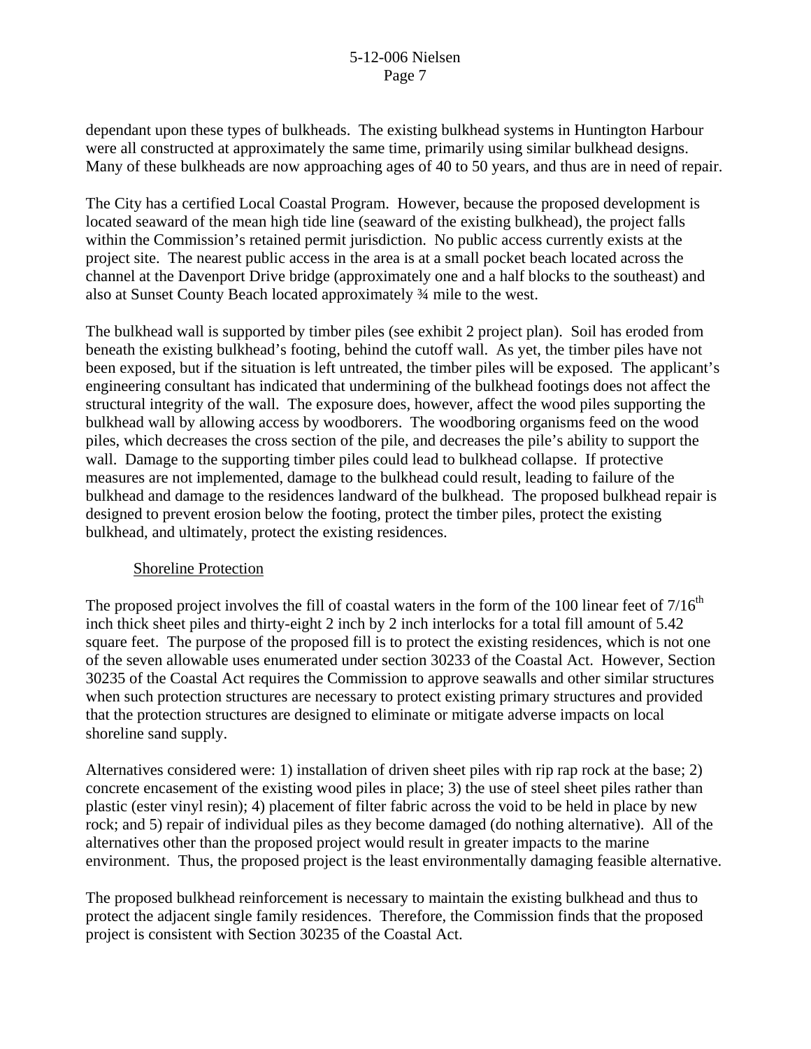dependant upon these types of bulkheads. The existing bulkhead systems in Huntington Harbour were all constructed at approximately the same time, primarily using similar bulkhead designs. Many of these bulkheads are now approaching ages of 40 to 50 years, and thus are in need of repair.

The City has a certified Local Coastal Program. However, because the proposed development is located seaward of the mean high tide line (seaward of the existing bulkhead), the project falls within the Commission's retained permit jurisdiction. No public access currently exists at the project site. The nearest public access in the area is at a small pocket beach located across the channel at the Davenport Drive bridge (approximately one and a half blocks to the southeast) and also at Sunset County Beach located approximately ¾ mile to the west.

The bulkhead wall is supported by timber piles (see exhibit 2 project plan). Soil has eroded from beneath the existing bulkhead's footing, behind the cutoff wall. As yet, the timber piles have not been exposed, but if the situation is left untreated, the timber piles will be exposed. The applicant's engineering consultant has indicated that undermining of the bulkhead footings does not affect the structural integrity of the wall. The exposure does, however, affect the wood piles supporting the bulkhead wall by allowing access by woodborers. The woodboring organisms feed on the wood piles, which decreases the cross section of the pile, and decreases the pile's ability to support the wall. Damage to the supporting timber piles could lead to bulkhead collapse. If protective measures are not implemented, damage to the bulkhead could result, leading to failure of the bulkhead and damage to the residences landward of the bulkhead. The proposed bulkhead repair is designed to prevent erosion below the footing, protect the timber piles, protect the existing bulkhead, and ultimately, protect the existing residences.

<u>Shoreline Protection</u>

The proposed project involves the fill of coastal waters in the form of the 100 linear feet of 7/16$^{th}$ inch thick sheet piles and thirty-eight 2 inch by 2 inch interlocks for a total fill amount of 5.42 square feet. The purpose of the proposed fill is to protect the existing residences, which is not one of the seven allowable uses enumerated under section 30233 of the Coastal Act. However, Section 30235 of the Coastal Act requires the Commission to approve seawalls and other similar structures when such protection structures are necessary to protect existing primary structures and provided that the protection structures are designed to eliminate or mitigate adverse impacts on local shoreline sand supply.

Alternatives considered were: 1) installation of driven sheet piles with rip rap rock at the base; 2) concrete encasement of the existing wood piles in place; 3) the use of steel sheet piles rather than plastic (ester vinyl resin); 4) placement of filter fabric across the void to be held in place by new rock; and 5) repair of individual piles as they become damaged (do nothing alternative). All of the alternatives other than the proposed project would result in greater impacts to the marine environment. Thus, the proposed project is the least environmentally damaging feasible alternative.

The proposed bulkhead reinforcement is necessary to maintain the existing bulkhead and thus to protect the adjacent single family residences. Therefore, the Commission finds that the proposed project is consistent with Section 30235 of the Coastal Act.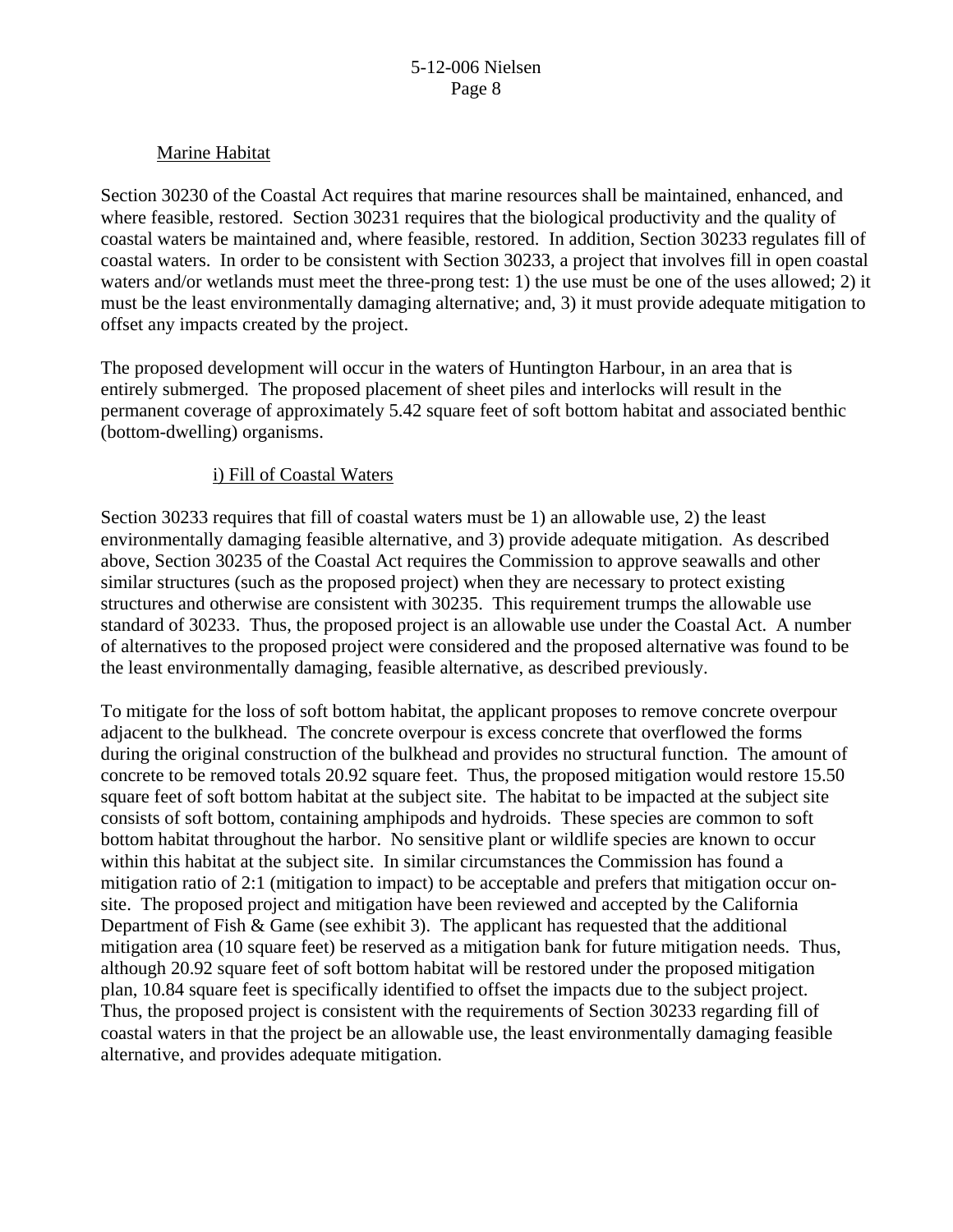Marine Habitat

Section 30230 of the Coastal Act requires that marine resources shall be maintained, enhanced, and where feasible, restored. Section 30231 requires that the biological productivity and the quality of coastal waters be maintained and, where feasible, restored. In addition, Section 30233 regulates fill of coastal waters. In order to be consistent with Section 30233, a project that involves fill in open coastal waters and/or wetlands must meet the three-prong test: 1) the use must be one of the uses allowed; 2) it must be the least environmentally damaging alternative; and, 3) it must provide adequate mitigation to offset any impacts created by the project.

The proposed development will occur in the waters of Huntington Harbour, in an area that is entirely submerged. The proposed placement of sheet piles and interlocks will result in the permanent coverage of approximately 5.42 square feet of soft bottom habitat and associated benthic (bottom-dwelling) organisms.

i) Fill of Coastal Waters

Section 30233 requires that fill of coastal waters must be 1) an allowable use, 2) the least environmentally damaging feasible alternative, and 3) provide adequate mitigation. As described above, Section 30235 of the Coastal Act requires the Commission to approve seawalls and other similar structures (such as the proposed project) when they are necessary to protect existing structures and otherwise are consistent with 30235. This requirement trumps the allowable use standard of 30233. Thus, the proposed project is an allowable use under the Coastal Act. A number of alternatives to the proposed project were considered and the proposed alternative was found to be the least environmentally damaging, feasible alternative, as described previously.

To mitigate for the loss of soft bottom habitat, the applicant proposes to remove concrete overpour adjacent to the bulkhead. The concrete overpour is excess concrete that overflowed the forms during the original construction of the bulkhead and provides no structural function. The amount of concrete to be removed totals 20.92 square feet. Thus, the proposed mitigation would restore 15.50 square feet of soft bottom habitat at the subject site. The habitat to be impacted at the subject site consists of soft bottom, containing amphipods and hydroids. These species are common to soft bottom habitat throughout the harbor. No sensitive plant or wildlife species are known to occur within this habitat at the subject site. In similar circumstances the Commission has found a mitigation ratio of 2:1 (mitigation to impact) to be acceptable and prefers that mitigation occur on-site. The proposed project and mitigation have been reviewed and accepted by the California Department of Fish & Game (see exhibit 3). The applicant has requested that the additional mitigation area (10 square feet) be reserved as a mitigation bank for future mitigation needs. Thus, although 20.92 square feet of soft bottom habitat will be restored under the proposed mitigation plan, 10.84 square feet is specifically identified to offset the impacts due to the subject project. Thus, the proposed project is consistent with the requirements of Section 30233 regarding fill of coastal waters in that the project be an allowable use, the least environmentally damaging feasible alternative, and provides adequate mitigation.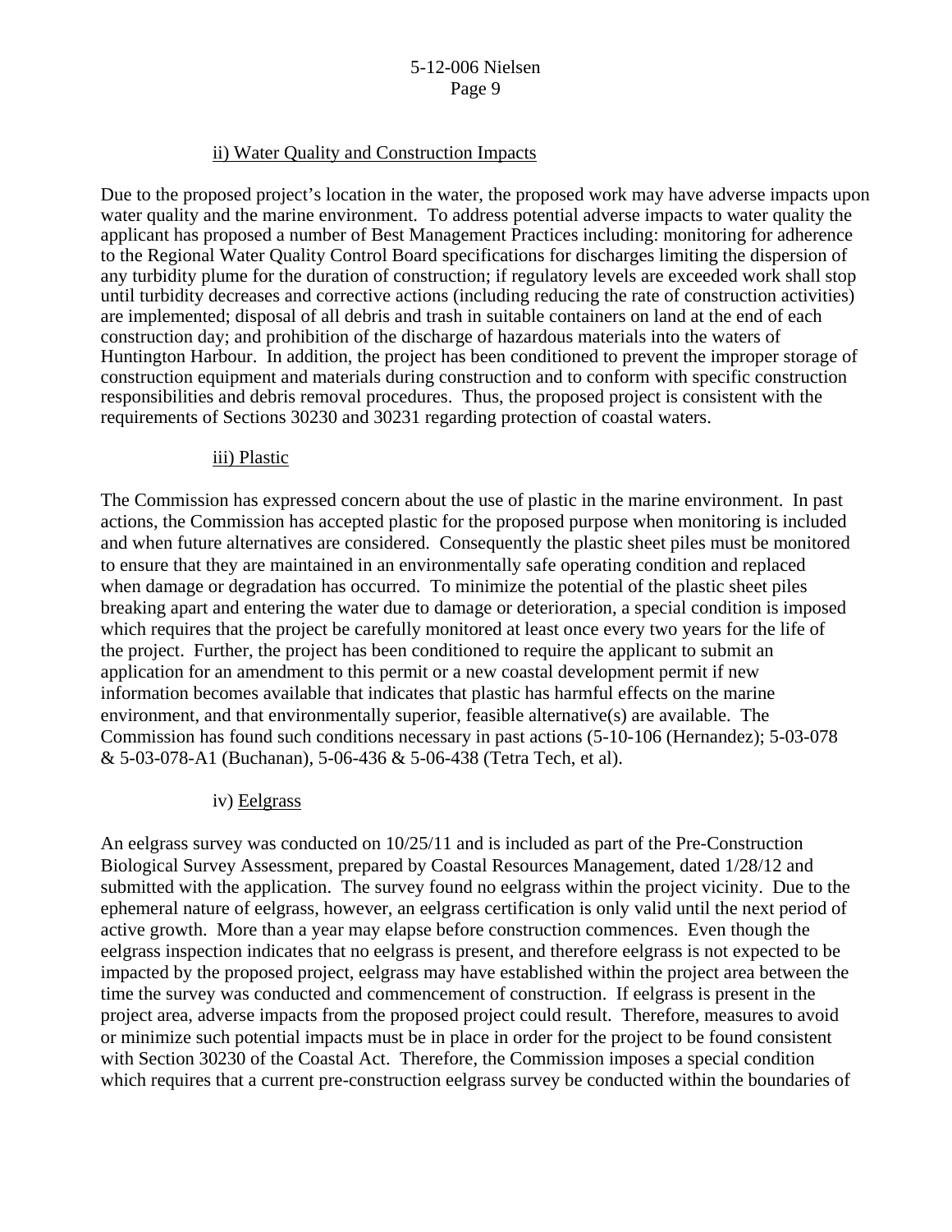ii) <u>Water Quality and Construction Impacts</u>

Due to the proposed project's location in the water, the proposed work may have adverse impacts upon water quality and the marine environment. To address potential adverse impacts to water quality the applicant has proposed a number of Best Management Practices including: monitoring for adherence to the Regional Water Quality Control Board specifications for discharges limiting the dispersion of any turbidity plume for the duration of construction; if regulatory levels are exceeded work shall stop until turbidity decreases and corrective actions (including reducing the rate of construction activities) are implemented; disposal of all debris and trash in suitable containers on land at the end of each construction day; and prohibition of the discharge of hazardous materials into the waters of Huntington Harbour. In addition, the project has been conditioned to prevent the improper storage of construction equipment and materials during construction and to conform with specific construction responsibilities and debris removal procedures. Thus, the proposed project is consistent with the requirements of Sections 30230 and 30231 regarding protection of coastal waters.

iii) <u>Plastic</u>

The Commission has expressed concern about the use of plastic in the marine environment. In past actions, the Commission has accepted plastic for the proposed purpose when monitoring is included and when future alternatives are considered. Consequently the plastic sheet piles must be monitored to ensure that they are maintained in an environmentally safe operating condition and replaced when damage or degradation has occurred. To minimize the potential of the plastic sheet piles breaking apart and entering the water due to damage or deterioration, a special condition is imposed which requires that the project be carefully monitored at least once every two years for the life of the project. Further, the project has been conditioned to require the applicant to submit an application for an amendment to this permit or a new coastal development permit if new information becomes available that indicates that plastic has harmful effects on the marine environment, and that environmentally superior, feasible alternative(s) are available. The Commission has found such conditions necessary in past actions (5-10-106 (Hernandez); 5-03-078 & 5-03-078-A1 (Buchanan), 5-06-436 & 5-06-438 (Tetra Tech, et al).

iv) <u>Eelgrass</u>

An eelgrass survey was conducted on 10/25/11 and is included as part of the Pre-Construction Biological Survey Assessment, prepared by Coastal Resources Management, dated 1/28/12 and submitted with the application. The survey found no eelgrass within the project vicinity. Due to the ephemeral nature of eelgrass, however, an eelgrass certification is only valid until the next period of active growth. More than a year may elapse before construction commences. Even though the eelgrass inspection indicates that no eelgrass is present, and therefore eelgrass is not expected to be impacted by the proposed project, eelgrass may have established within the project area between the time the survey was conducted and commencement of construction. If eelgrass is present in the project area, adverse impacts from the proposed project could result. Therefore, measures to avoid or minimize such potential impacts must be in place in order for the project to be found consistent with Section 30230 of the Coastal Act. Therefore, the Commission imposes a special condition which requires that a current pre-construction eelgrass survey be conducted within the boundaries of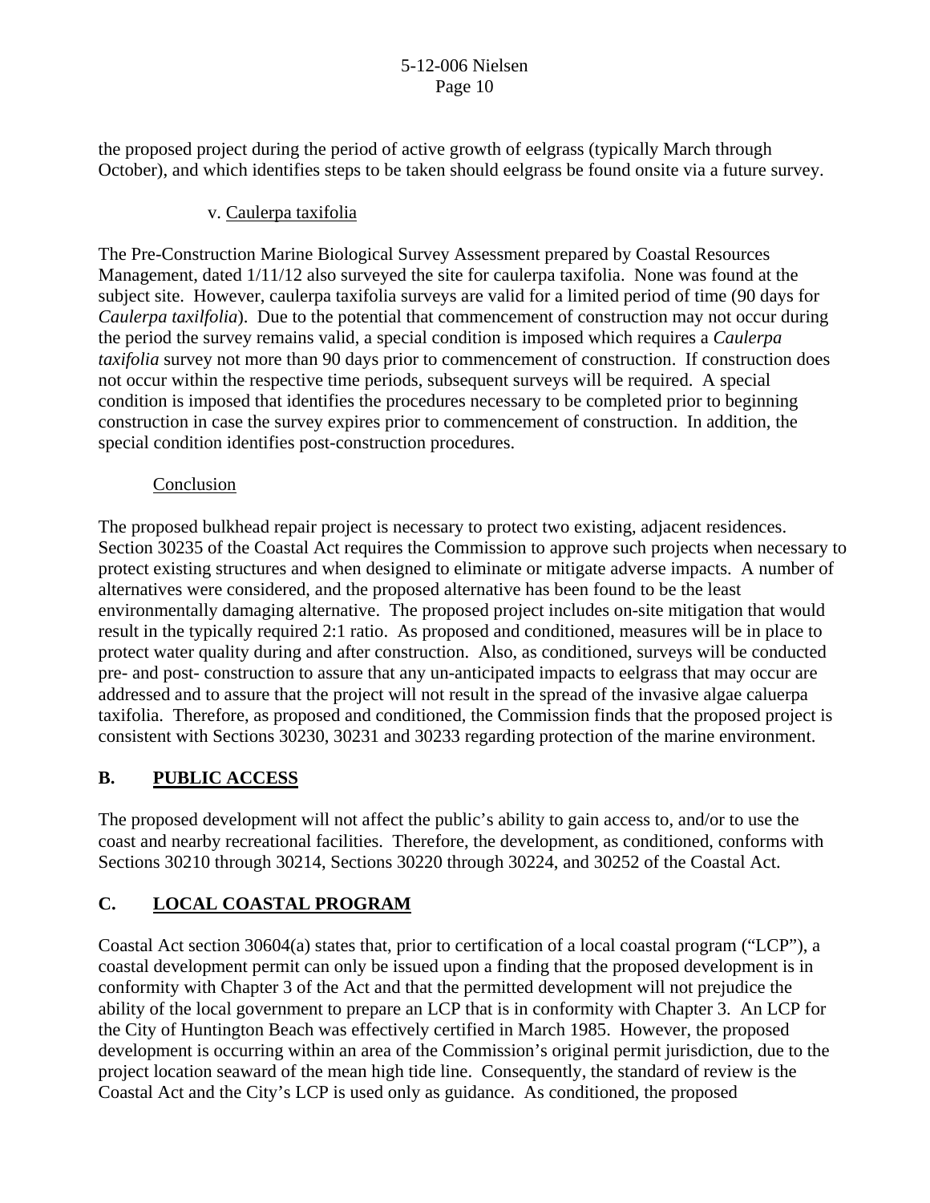the proposed project during the period of active growth of eelgrass (typically March through October), and which identifies steps to be taken should eelgrass be found onsite via a future survey.

v. Caulerpa taxifolia

The Pre-Construction Marine Biological Survey Assessment prepared by Coastal Resources Management, dated 1/11/12 also surveyed the site for caulerpa taxifolia. None was found at the subject site. However, caulerpa taxifolia surveys are valid for a limited period of time (90 days for *Caulerpa taxilfolia*). Due to the potential that commencement of construction may not occur during the period the survey remains valid, a special condition is imposed which requires a *Caulerpa taxifolia* survey not more than 90 days prior to commencement of construction. If construction does not occur within the respective time periods, subsequent surveys will be required. A special condition is imposed that identifies the procedures necessary to be completed prior to beginning construction in case the survey expires prior to commencement of construction. In addition, the special condition identifies post-construction procedures.

Conclusion

The proposed bulkhead repair project is necessary to protect two existing, adjacent residences. Section 30235 of the Coastal Act requires the Commission to approve such projects when necessary to protect existing structures and when designed to eliminate or mitigate adverse impacts. A number of alternatives were considered, and the proposed alternative has been found to be the least environmentally damaging alternative. The proposed project includes on-site mitigation that would result in the typically required 2:1 ratio. As proposed and conditioned, measures will be in place to protect water quality during and after construction. Also, as conditioned, surveys will be conducted pre- and post- construction to assure that any un-anticipated impacts to eelgrass that may occur are addressed and to assure that the project will not result in the spread of the invasive algae caluerpa taxifolia. Therefore, as proposed and conditioned, the Commission finds that the proposed project is consistent with Sections 30230, 30231 and 30233 regarding protection of the marine environment.

## B. PUBLIC ACCESS

The proposed development will not affect the public's ability to gain access to, and/or to use the coast and nearby recreational facilities. Therefore, the development, as conditioned, conforms with Sections 30210 through 30214, Sections 30220 through 30224, and 30252 of the Coastal Act.

## C. LOCAL COASTAL PROGRAM

Coastal Act section 30604(a) states that, prior to certification of a local coastal program ("LCP"), a coastal development permit can only be issued upon a finding that the proposed development is in conformity with Chapter 3 of the Act and that the permitted development will not prejudice the ability of the local government to prepare an LCP that is in conformity with Chapter 3. An LCP for the City of Huntington Beach was effectively certified in March 1985. However, the proposed development is occurring within an area of the Commission's original permit jurisdiction, due to the project location seaward of the mean high tide line. Consequently, the standard of review is the Coastal Act and the City's LCP is used only as guidance. As conditioned, the proposed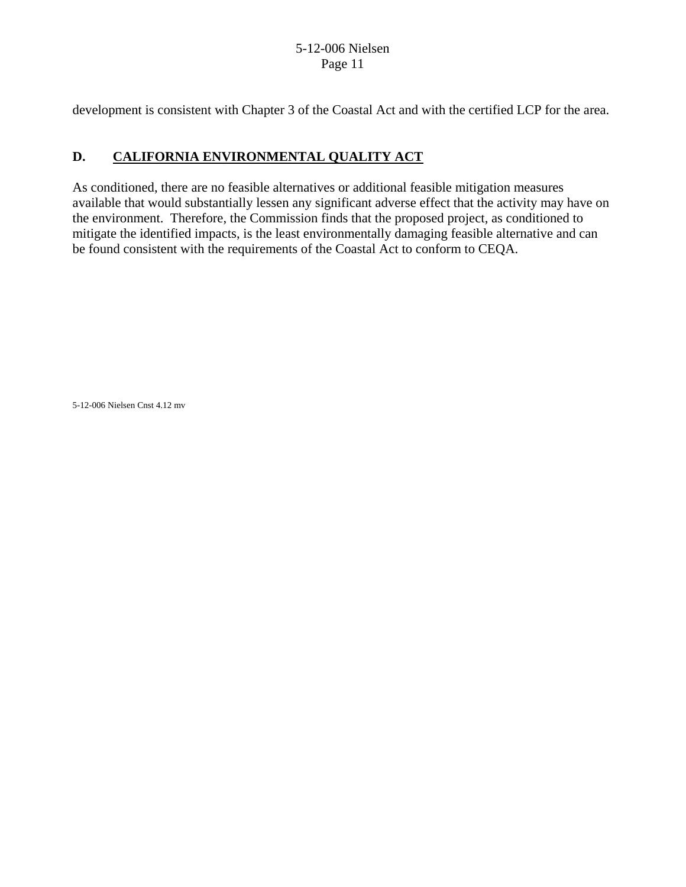development is consistent with Chapter 3 of the Coastal Act and with the certified LCP for the area.

## D. CALIFORNIA ENVIRONMENTAL QUALITY ACT

As conditioned, there are no feasible alternatives or additional feasible mitigation measures available that would substantially lessen any significant adverse effect that the activity may have on the environment. Therefore, the Commission finds that the proposed project, as conditioned to mitigate the identified impacts, is the least environmentally damaging feasible alternative and can be found consistent with the requirements of the Coastal Act to conform to CEQA.

5-12-006 Nielsen Cnst 4.12 mv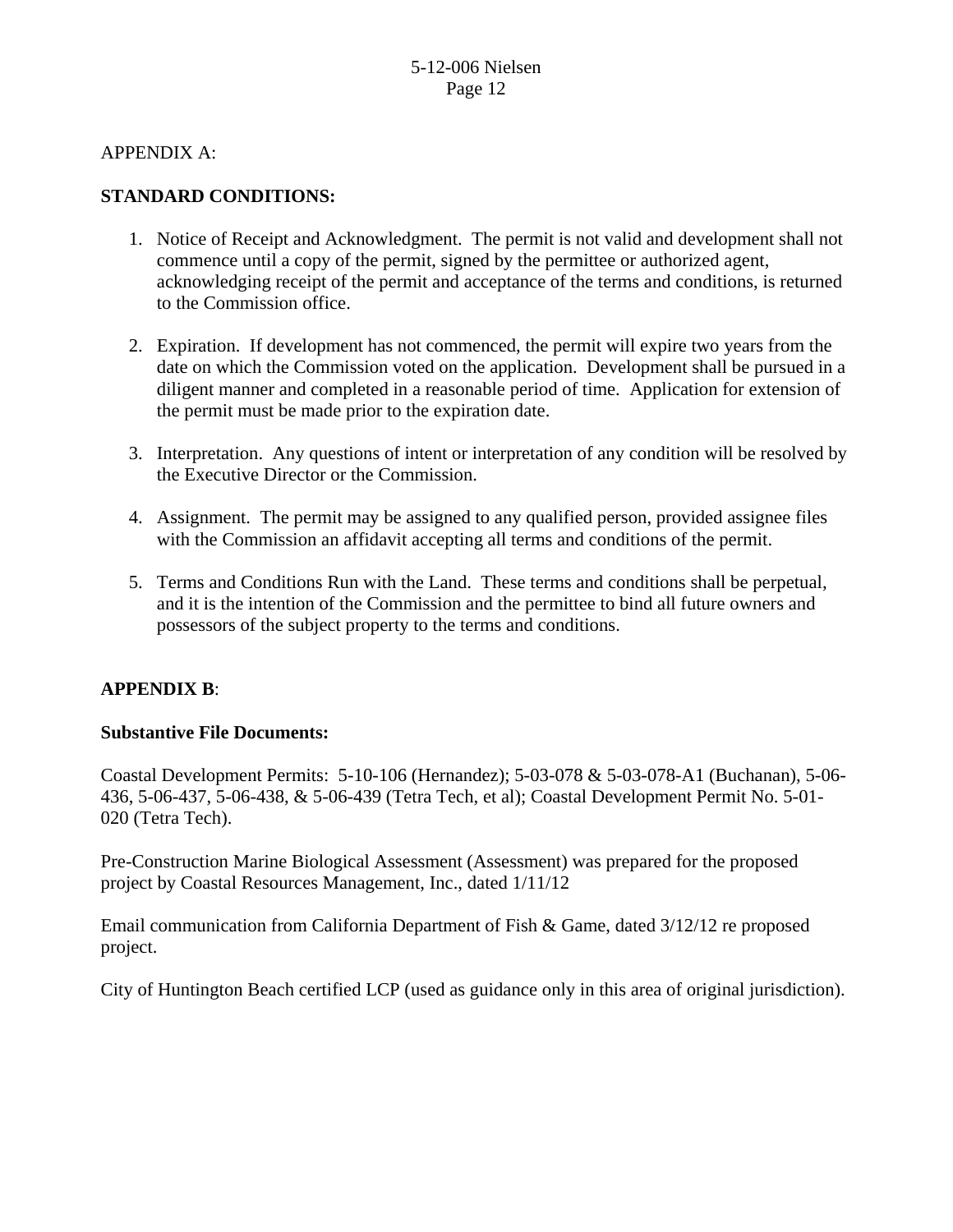APPENDIX A:

**STANDARD CONDITIONS:**

1. Notice of Receipt and Acknowledgment. The permit is not valid and development shall not commence until a copy of the permit, signed by the permittee or authorized agent, acknowledging receipt of the permit and acceptance of the terms and conditions, is returned to the Commission office.

2. Expiration. If development has not commenced, the permit will expire two years from the date on which the Commission voted on the application. Development shall be pursued in a diligent manner and completed in a reasonable period of time. Application for extension of the permit must be made prior to the expiration date.

3. Interpretation. Any questions of intent or interpretation of any condition will be resolved by the Executive Director or the Commission.

4. Assignment. The permit may be assigned to any qualified person, provided assignee files with the Commission an affidavit accepting all terms and conditions of the permit.

5. Terms and Conditions Run with the Land. These terms and conditions shall be perpetual, and it is the intention of the Commission and the permittee to bind all future owners and possessors of the subject property to the terms and conditions.

**APPENDIX B**:

**Substantive File Documents:**

Coastal Development Permits: 5-10-106 (Hernandez); 5-03-078 & 5-03-078-A1 (Buchanan), 5-06-436, 5-06-437, 5-06-438, & 5-06-439 (Tetra Tech, et al); Coastal Development Permit No. 5-01-020 (Tetra Tech).

Pre-Construction Marine Biological Assessment (Assessment) was prepared for the proposed project by Coastal Resources Management, Inc., dated 1/11/12

Email communication from California Department of Fish & Game, dated 3/12/12 re proposed project.

City of Huntington Beach certified LCP (used as guidance only in this area of original jurisdiction).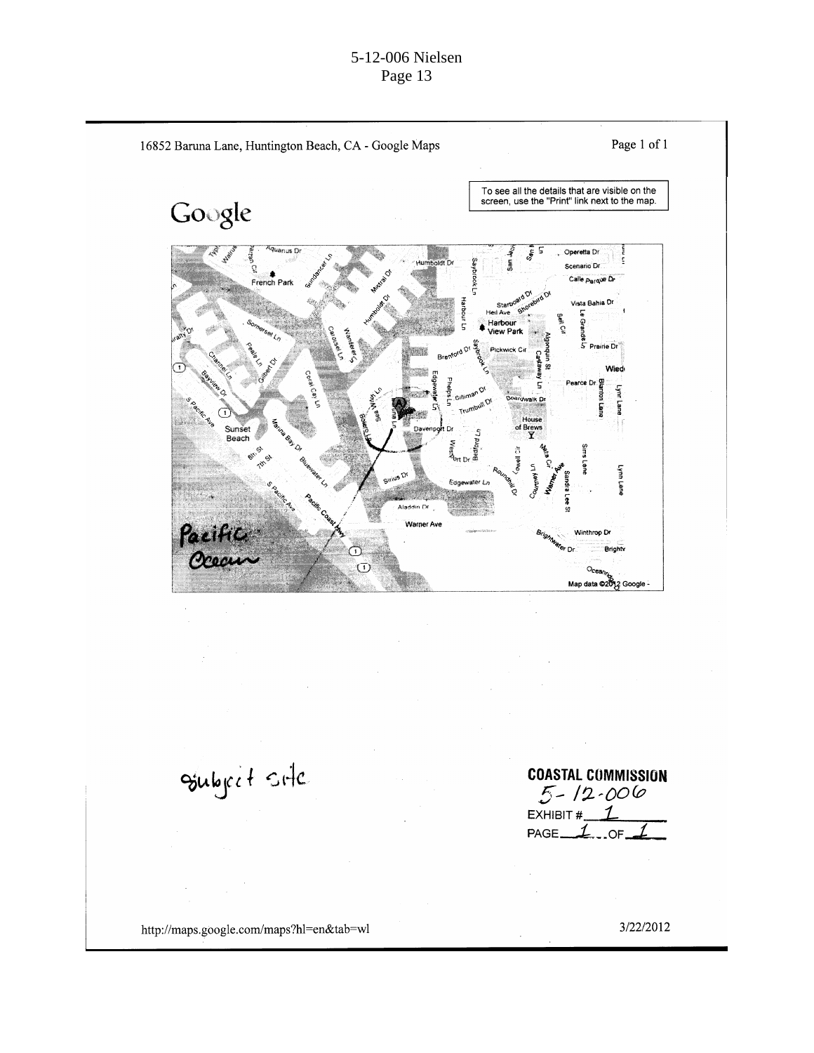16852 Baruna Lane, Huntington Beach, CA - Google Maps

Page 1 of 1

To see all the details that are visible on the screen, use the "Print" link next to the map.

Google

Pacific Ocean

Map data ©2012 Google -

subject site

**COASTAL COMMISSION**
5-12-006
EXHIBIT # 1
PAGE 1 OF 1

http://maps.google.com/maps?hl=en&tab=wl

3/22/2012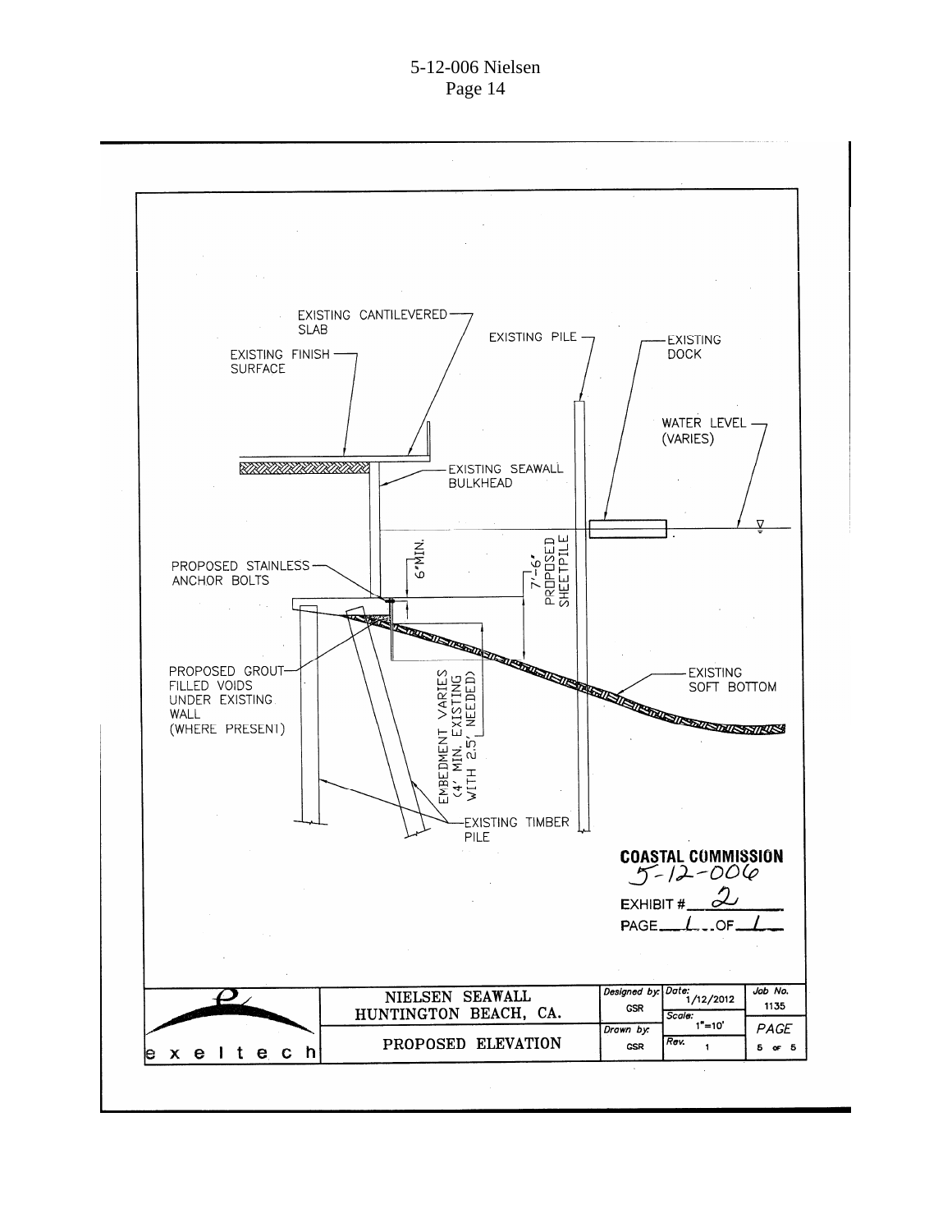EXISTING CANTILEVERED SLAB

EXISTING PILE

EXISTING DOCK

EXISTING FINISH SURFACE

WATER LEVEL (VARIES)

EXISTING SEAWALL BULKHEAD

6"MIN.

7'-6" PROPOSED SHEETPILE

PROPOSED STAINLESS ANCHOR BOLTS

PROPOSED GROUT FILLED VOIDS UNDER EXISTING WALL (WHERE PRESENT)

EMBEDMENT VARIES (4' MIN. EXISTING WITH 2.5' NEEDED)

EXISTING SOFT BOTTOM

EXISTING TIMBER PILE

**COASTAL COMMISSION**
5-12-006

EXHIBIT # 2

PAGE 1 OF 1

| exeltech | NIELSEN SEAWALL HUNTINGTON BEACH, CA. | Designed by: GSR | Date: 1/12/2012 | Job No. 1135 |
|---|---|---|---|---|
| | | | Scale: 1"=10' | |
| | PROPOSED ELEVATION | Drawn by: GSR | Rev. 1 | PAGE 5 OF 5 |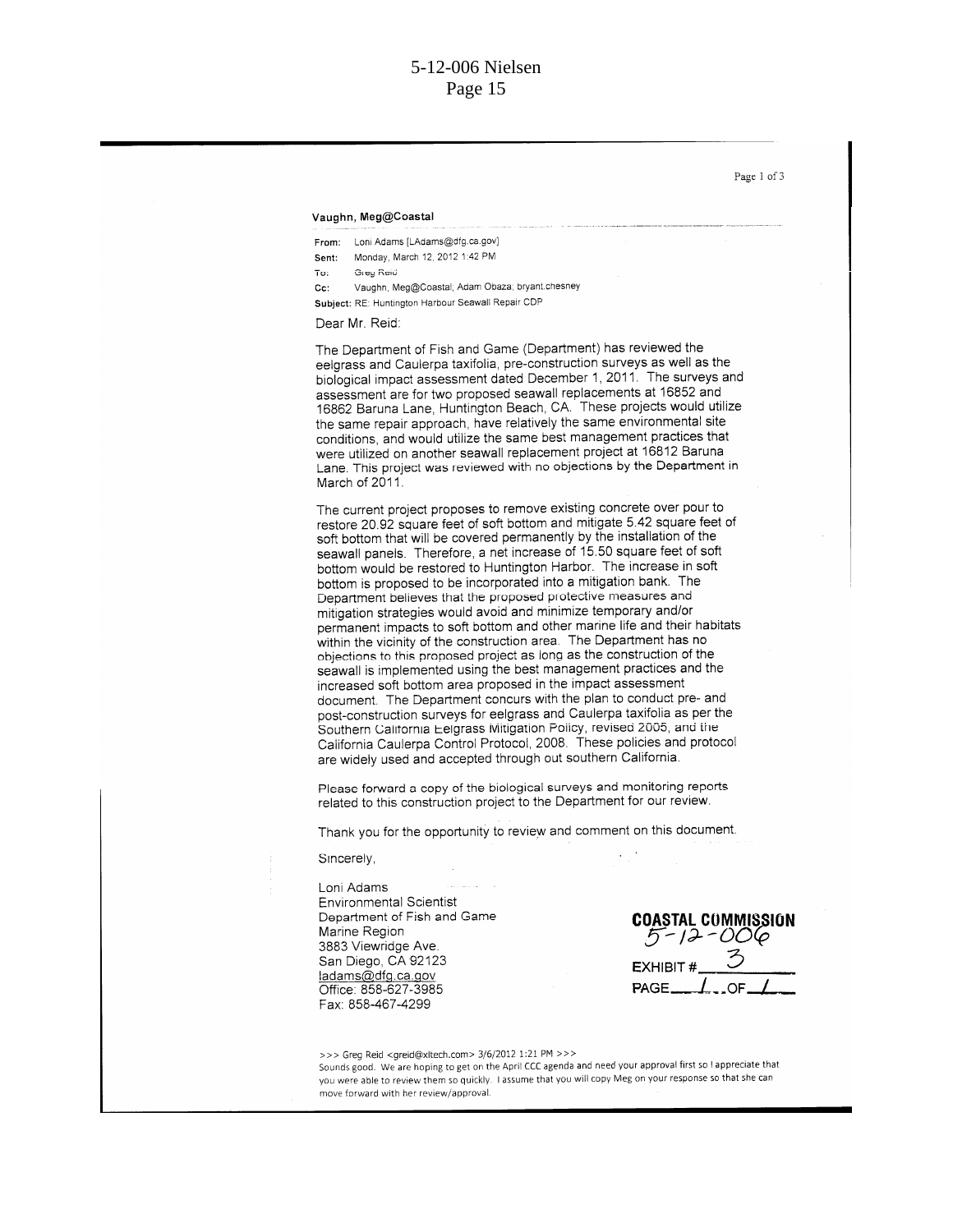Page 1 of 3

**Vaughn, Meg@Coastal**

**From:** Loni Adams [LAdams@dfg.ca.gov]
**Sent:** Monday, March 12, 2012 1:42 PM
**To:** Greg Reid
**Cc:** Vaughn, Meg@Coastal; Adam Obaza; bryant.chesney
**Subject:** RE: Huntington Harbour Seawall Repair CDP

Dear Mr. Reid:

The Department of Fish and Game (Department) has reviewed the eelgrass and Caulerpa taxifolia, pre-construction surveys as well as the biological impact assessment dated December 1, 2011. The surveys and assessment are for two proposed seawall replacements at 16852 and 16862 Baruna Lane, Huntington Beach, CA. These projects would utilize the same repair approach, have relatively the same environmental site conditions, and would utilize the same best management practices that were utilized on another seawall replacement project at 16812 Baruna Lane. This project was reviewed with no objections by the Department in March of 2011.

The current project proposes to remove existing concrete over pour to restore 20.92 square feet of soft bottom and mitigate 5.42 square feet of soft bottom that will be covered permanently by the installation of the seawall panels. Therefore, a net increase of 15.50 square feet of soft bottom would be restored to Huntington Harbor. The increase in soft bottom is proposed to be incorporated into a mitigation bank. The Department believes that the proposed protective measures and mitigation strategies would avoid and minimize temporary and/or permanent impacts to soft bottom and other marine life and their habitats within the vicinity of the construction area. The Department has no objections to this proposed project as long as the construction of the seawall is implemented using the best management practices and the increased soft bottom area proposed in the impact assessment document. The Department concurs with the plan to conduct pre- and post-construction surveys for eelgrass and Caulerpa taxifolia as per the Southern California Eelgrass Mitigation Policy, revised 2005, and the California Caulerpa Control Protocol, 2008. These policies and protocol are widely used and accepted through out southern California.

Please forward a copy of the biological surveys and monitoring reports related to this construction project to the Department for our review.

Thank you for the opportunity to review and comment on this document.

Sincerely,

Loni Adams
Environmental Scientist
Department of Fish and Game
Marine Region
3883 Viewridge Ave.
San Diego, CA 92123
ladams@dfg.ca.gov
Office: 858-627-3985
Fax: 858-467-4299

**COASTAL COMMISSION**
5-12-006
EXHIBIT # 3
PAGE 1 OF 1

>>> Greg Reid <greid@xltech.com> 3/6/2012 1:21 PM >>>
Sounds good. We are hoping to get on the April CCC agenda and need your approval first so I appreciate that you were able to review them so quickly. I assume that you will copy Meg on your response so that she can move forward with her review/approval.